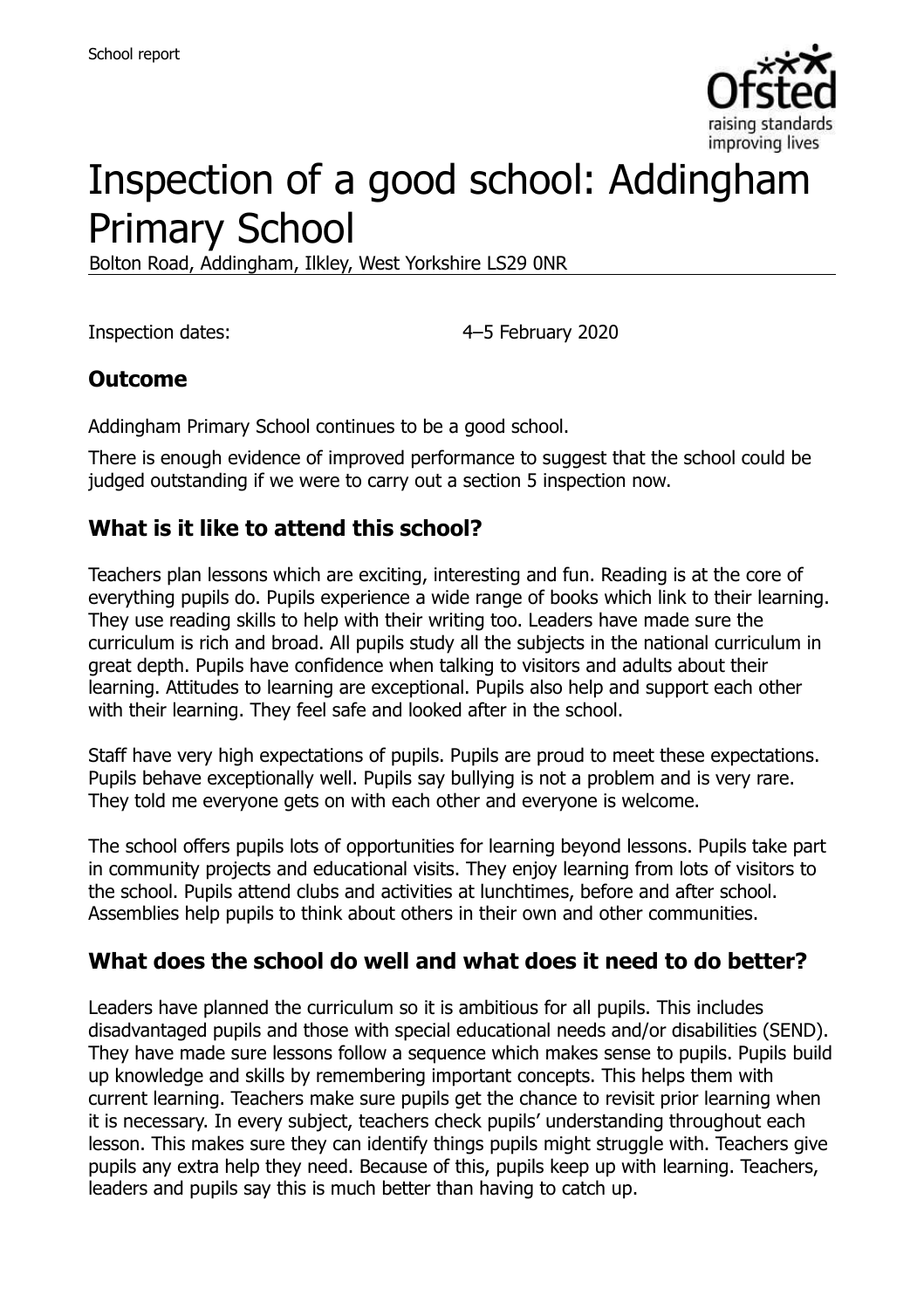# Inspection of a good school: Addingham Primary School

Bolton Road, Addingham, Ilkley, West Yorkshire LS29 0NR

Inspection dates: 4–5 February 2020

## Outcome

Addingham Primary School continues to be a good school.

There is enough evidence of improved performance to suggest that the school could be judged outstanding if we were to carry out a section 5 inspection now.

## What is it like to attend this school?

Teachers plan lessons which are exciting, interesting and fun. Reading is at the core of everything pupils do. Pupils experience a wide range of books which link to their learning. They use reading skills to help with their writing too. Leaders have made sure the curriculum is rich and broad. All pupils study all the subjects in the national curriculum in great depth. Pupils have confidence when talking to visitors and adults about their learning. Attitudes to learning are exceptional. Pupils also help and support each other with their learning. They feel safe and looked after in the school.

Staff have very high expectations of pupils. Pupils are proud to meet these expectations. Pupils behave exceptionally well. Pupils say bullying is not a problem and is very rare. They told me everyone gets on with each other and everyone is welcome.

The school offers pupils lots of opportunities for learning beyond lessons. Pupils take part in community projects and educational visits. They enjoy learning from lots of visitors to the school. Pupils attend clubs and activities at lunchtimes, before and after school. Assemblies help pupils to think about others in their own and other communities.

## What does the school do well and what does it need to do better?

Leaders have planned the curriculum so it is ambitious for all pupils. This includes disadvantaged pupils and those with special educational needs and/or disabilities (SEND). They have made sure lessons follow a sequence which makes sense to pupils. Pupils build up knowledge and skills by remembering important concepts. This helps them with current learning. Teachers make sure pupils get the chance to revisit prior learning when it is necessary. In every subject, teachers check pupils' understanding throughout each lesson. This makes sure they can identify things pupils might struggle with. Teachers give pupils any extra help they need. Because of this, pupils keep up with learning. Teachers, leaders and pupils say this is much better than having to catch up.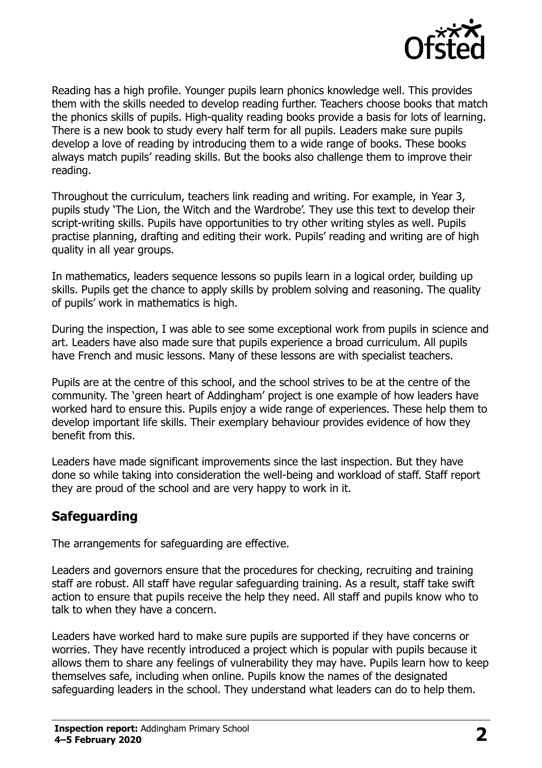Reading has a high profile. Younger pupils learn phonics knowledge well. This provides them with the skills needed to develop reading further. Teachers choose books that match the phonics skills of pupils. High-quality reading books provide a basis for lots of learning. There is a new book to study every half term for all pupils. Leaders make sure pupils develop a love of reading by introducing them to a wide range of books. These books always match pupils' reading skills. But the books also challenge them to improve their reading.

Throughout the curriculum, teachers link reading and writing. For example, in Year 3, pupils study 'The Lion, the Witch and the Wardrobe'. They use this text to develop their script-writing skills. Pupils have opportunities to try other writing styles as well. Pupils practise planning, drafting and editing their work. Pupils' reading and writing are of high quality in all year groups.

In mathematics, leaders sequence lessons so pupils learn in a logical order, building up skills. Pupils get the chance to apply skills by problem solving and reasoning. The quality of pupils' work in mathematics is high.

During the inspection, I was able to see some exceptional work from pupils in science and art. Leaders have also made sure that pupils experience a broad curriculum. All pupils have French and music lessons. Many of these lessons are with specialist teachers.

Pupils are at the centre of this school, and the school strives to be at the centre of the community. The 'green heart of Addingham' project is one example of how leaders have worked hard to ensure this. Pupils enjoy a wide range of experiences. These help them to develop important life skills. Their exemplary behaviour provides evidence of how they benefit from this.

Leaders have made significant improvements since the last inspection. But they have done so while taking into consideration the well-being and workload of staff. Staff report they are proud of the school and are very happy to work in it.

## Safeguarding

The arrangements for safeguarding are effective.

Leaders and governors ensure that the procedures for checking, recruiting and training staff are robust. All staff have regular safeguarding training. As a result, staff take swift action to ensure that pupils receive the help they need. All staff and pupils know who to talk to when they have a concern.

Leaders have worked hard to make sure pupils are supported if they have concerns or worries. They have recently introduced a project which is popular with pupils because it allows them to share any feelings of vulnerability they may have. Pupils learn how to keep themselves safe, including when online. Pupils know the names of the designated safeguarding leaders in the school. They understand what leaders can do to help them.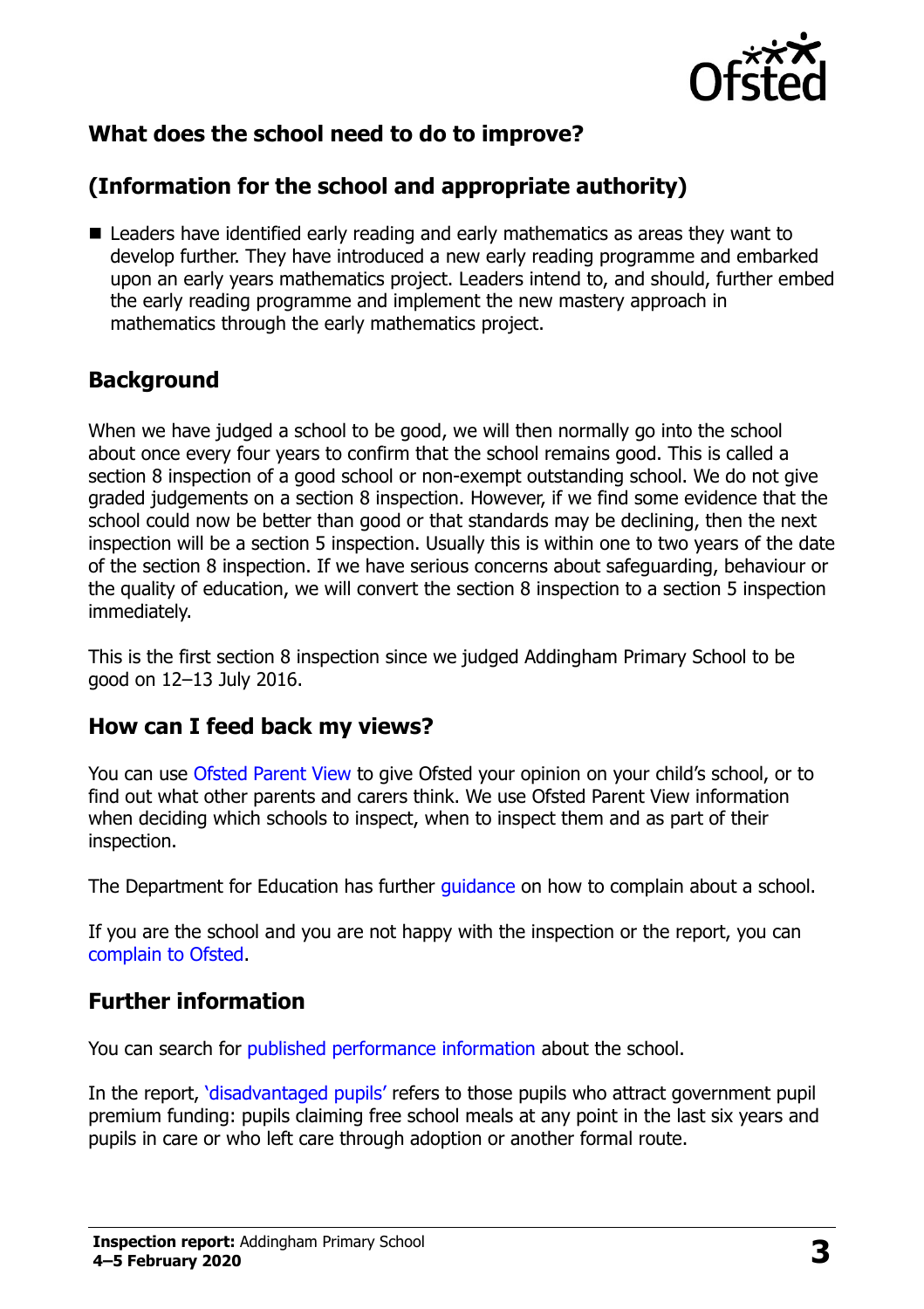## What does the school need to do to improve?

## (Information for the school and appropriate authority)

- Leaders have identified early reading and early mathematics as areas they want to develop further. They have introduced a new early reading programme and embarked upon an early years mathematics project. Leaders intend to, and should, further embed the early reading programme and implement the new mastery approach in mathematics through the early mathematics project.

## Background

When we have judged a school to be good, we will then normally go into the school about once every four years to confirm that the school remains good. This is called a section 8 inspection of a good school or non-exempt outstanding school. We do not give graded judgements on a section 8 inspection. However, if we find some evidence that the school could now be better than good or that standards may be declining, then the next inspection will be a section 5 inspection. Usually this is within one to two years of the date of the section 8 inspection. If we have serious concerns about safeguarding, behaviour or the quality of education, we will convert the section 8 inspection to a section 5 inspection immediately.

This is the first section 8 inspection since we judged Addingham Primary School to be good on 12–13 July 2016.

## How can I feed back my views?

You can use Ofsted Parent View to give Ofsted your opinion on your child's school, or to find out what other parents and carers think. We use Ofsted Parent View information when deciding which schools to inspect, when to inspect them and as part of their inspection.

The Department for Education has further guidance on how to complain about a school.

If you are the school and you are not happy with the inspection or the report, you can complain to Ofsted.

## Further information

You can search for published performance information about the school.

In the report, 'disadvantaged pupils' refers to those pupils who attract government pupil premium funding: pupils claiming free school meals at any point in the last six years and pupils in care or who left care through adoption or another formal route.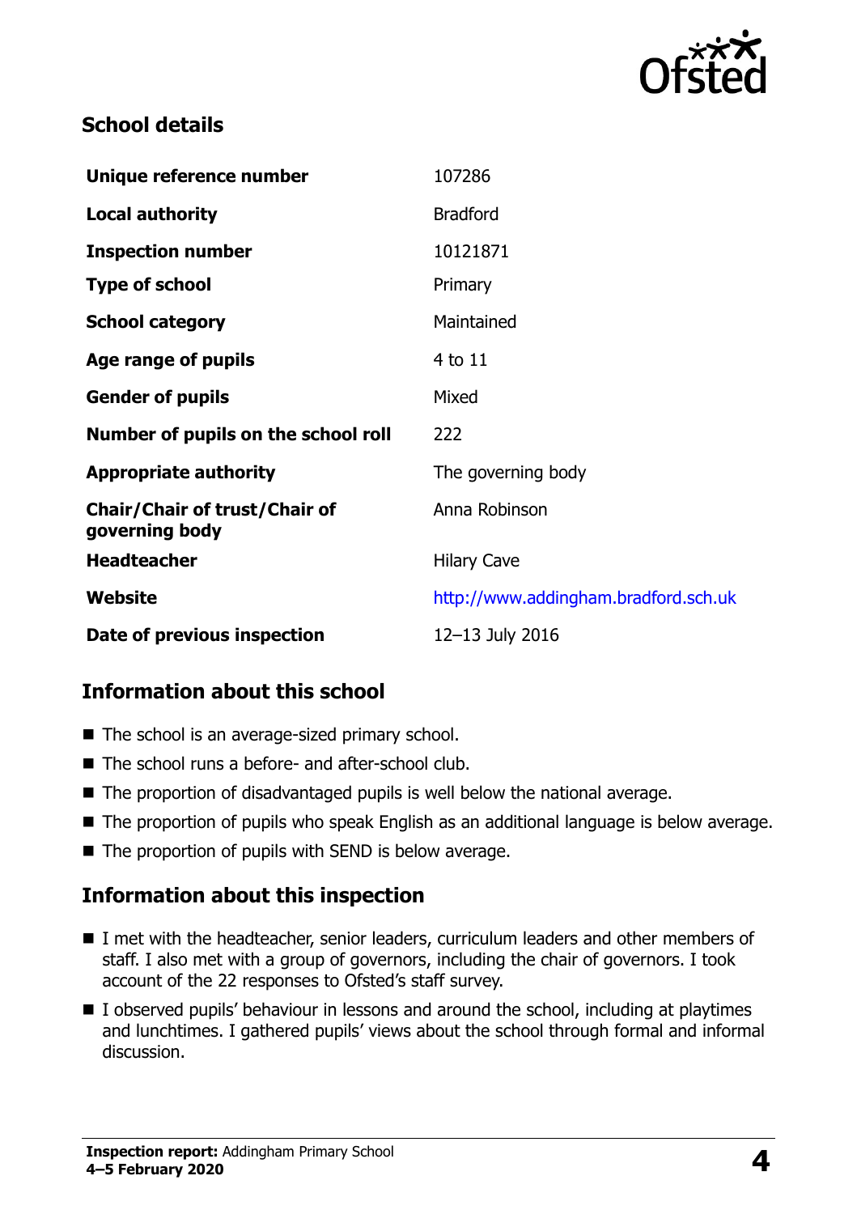## School details

| | |
|---|---|
| **Unique reference number** | 107286 |
| **Local authority** | Bradford |
| **Inspection number** | 10121871 |
| **Type of school** | Primary |
| **School category** | Maintained |
| **Age range of pupils** | 4 to 11 |
| **Gender of pupils** | Mixed |
| **Number of pupils on the school roll** | 222 |
| **Appropriate authority** | The governing body |
| **Chair/Chair of trust/Chair of governing body** | Anna Robinson |
| **Headteacher** | Hilary Cave |
| **Website** | http://www.addingham.bradford.sch.uk |
| **Date of previous inspection** | 12–13 July 2016 |

## Information about this school

- The school is an average-sized primary school.
- The school runs a before- and after-school club.
- The proportion of disadvantaged pupils is well below the national average.
- The proportion of pupils who speak English as an additional language is below average.
- The proportion of pupils with SEND is below average.

## Information about this inspection

- I met with the headteacher, senior leaders, curriculum leaders and other members of staff. I also met with a group of governors, including the chair of governors. I took account of the 22 responses to Ofsted's staff survey.
- I observed pupils' behaviour in lessons and around the school, including at playtimes and lunchtimes. I gathered pupils' views about the school through formal and informal discussion.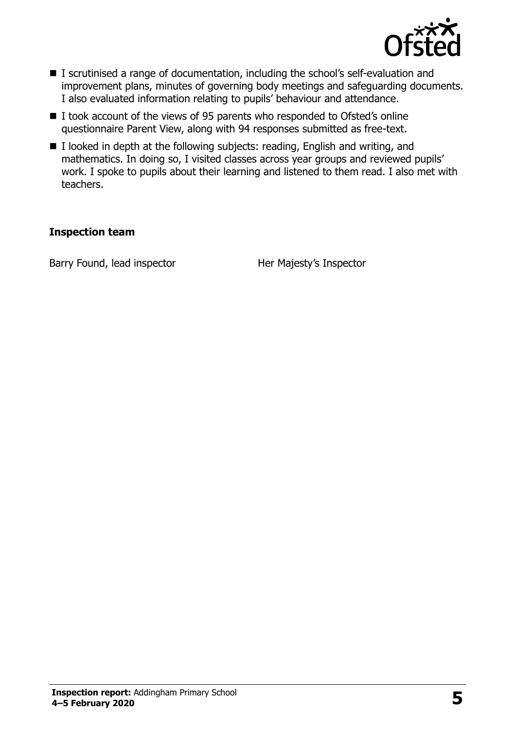- I scrutinised a range of documentation, including the school's self-evaluation and improvement plans, minutes of governing body meetings and safeguarding documents. I also evaluated information relating to pupils' behaviour and attendance.
- I took account of the views of 95 parents who responded to Ofsted's online questionnaire Parent View, along with 94 responses submitted as free-text.
- I looked in depth at the following subjects: reading, English and writing, and mathematics. In doing so, I visited classes across year groups and reviewed pupils' work. I spoke to pupils about their learning and listened to them read. I also met with teachers.

**Inspection team**

| | |
|---|---|
| Barry Found, lead inspector | Her Majesty's Inspector |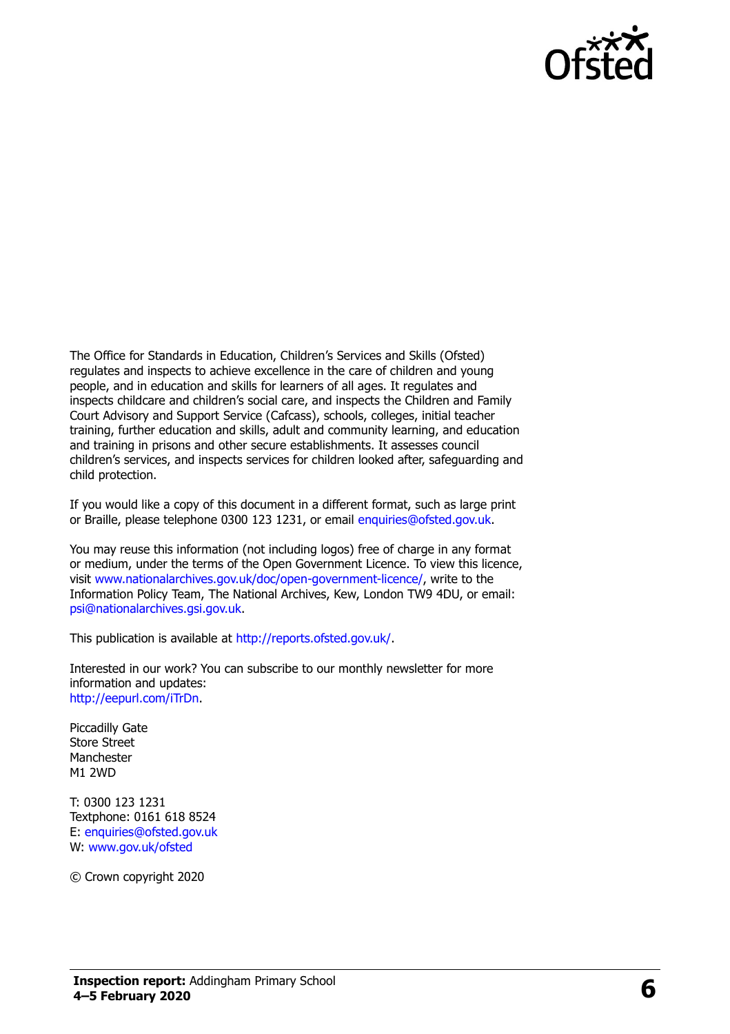The Office for Standards in Education, Children's Services and Skills (Ofsted) regulates and inspects to achieve excellence in the care of children and young people, and in education and skills for learners of all ages. It regulates and inspects childcare and children's social care, and inspects the Children and Family Court Advisory and Support Service (Cafcass), schools, colleges, initial teacher training, further education and skills, adult and community learning, and education and training in prisons and other secure establishments. It assesses council children's services, and inspects services for children looked after, safeguarding and child protection.

If you would like a copy of this document in a different format, such as large print or Braille, please telephone 0300 123 1231, or email enquiries@ofsted.gov.uk.

You may reuse this information (not including logos) free of charge in any format or medium, under the terms of the Open Government Licence. To view this licence, visit www.nationalarchives.gov.uk/doc/open-government-licence/, write to the Information Policy Team, The National Archives, Kew, London TW9 4DU, or email: psi@nationalarchives.gsi.gov.uk.

This publication is available at http://reports.ofsted.gov.uk/.

Interested in our work? You can subscribe to our monthly newsletter for more information and updates: http://eepurl.com/iTrDn.

Piccadilly Gate
Store Street
Manchester
M1 2WD

T: 0300 123 1231
Textphone: 0161 618 8524
E: enquiries@ofsted.gov.uk
W: www.gov.uk/ofsted

© Crown copyright 2020